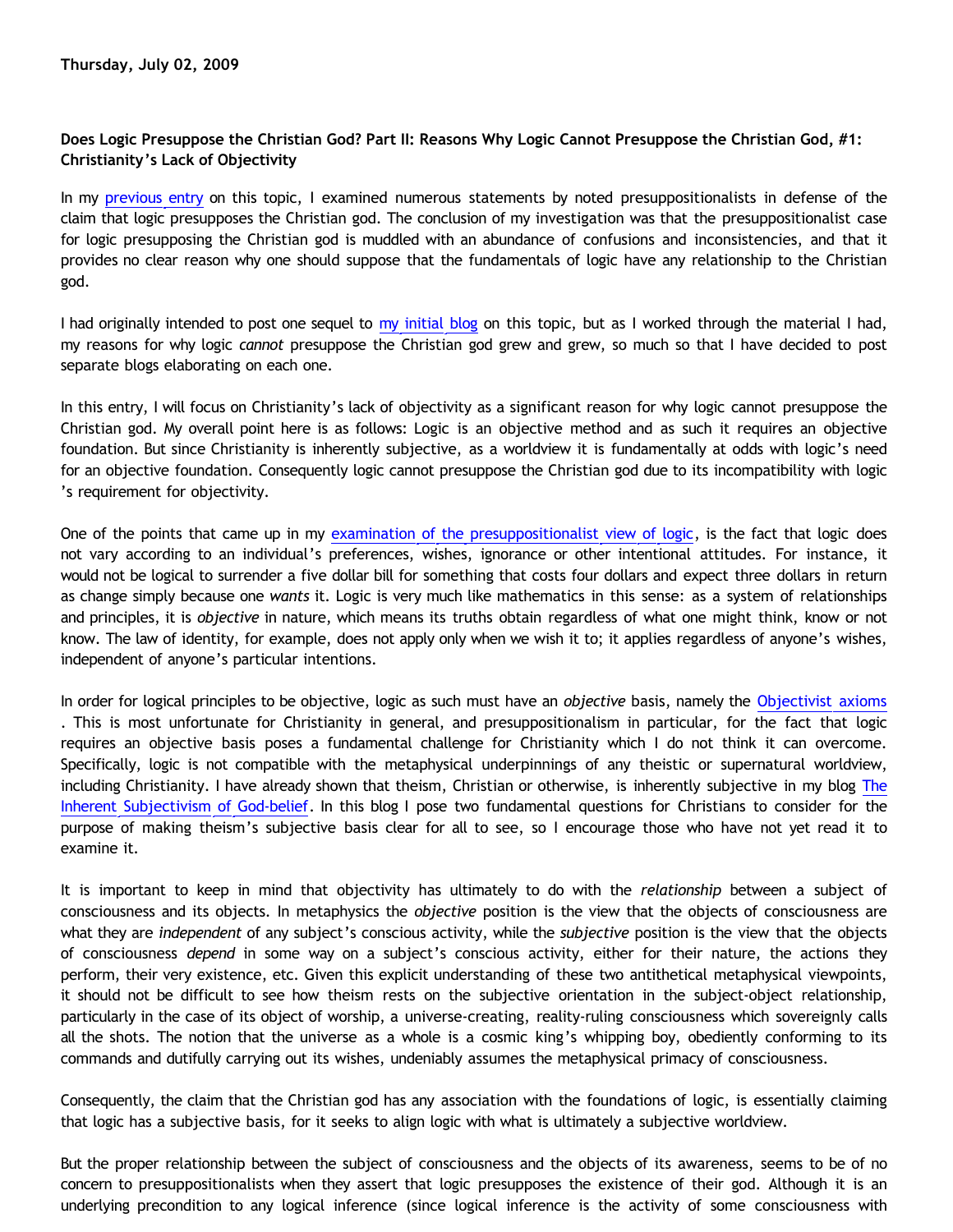**Thursday, July 02, 2009**

**Does Logic Presuppose the Christian God? Part II: Reasons Why Logic Cannot Presuppose the Christian God, #1: Christianity's Lack of Objectivity**

In my previous entry on this topic, I examined numerous statements by noted presuppositionalists in defense of the claim that logic presupposes the Christian god. The conclusion of my investigation was that the presuppositionalist case for logic presupposing the Christian god is muddled with an abundance of confusions and inconsistencies, and that it provides no clear reason why one should suppose that the fundamentals of logic have any relationship to the Christian god.

I had originally intended to post one sequel to my initial blog on this topic, but as I worked through the material I had, my reasons for why logic *cannot* presuppose the Christian god grew and grew, so much so that I have decided to post separate blogs elaborating on each one.

In this entry, I will focus on Christianity's lack of objectivity as a significant reason for why logic cannot presuppose the Christian god. My overall point here is as follows: Logic is an objective method and as such it requires an objective foundation. But since Christianity is inherently subjective, as a worldview it is fundamentally at odds with logic's need for an objective foundation. Consequently logic cannot presuppose the Christian god due to its incompatibility with logic's requirement for objectivity.

One of the points that came up in my examination of the presuppositionalist view of logic, is the fact that logic does not vary according to an individual's preferences, wishes, ignorance or other intentional attitudes. For instance, it would not be logical to surrender a five dollar bill for something that costs four dollars and expect three dollars in return as change simply because one *wants* it. Logic is very much like mathematics in this sense: as a system of relationships and principles, it is *objective* in nature, which means its truths obtain regardless of what one might think, know or not know. The law of identity, for example, does not apply only when we wish it to; it applies regardless of anyone's wishes, independent of anyone's particular intentions.

In order for logical principles to be objective, logic as such must have an *objective* basis, namely the Objectivist axioms. This is most unfortunate for Christianity in general, and presuppositionalism in particular, for the fact that logic requires an objective basis poses a fundamental challenge for Christianity which I do not think it can overcome. Specifically, logic is not compatible with the metaphysical underpinnings of any theistic or supernatural worldview, including Christianity. I have already shown that theism, Christian or otherwise, is inherently subjective in my blog The Inherent Subjectivism of God-belief. In this blog I pose two fundamental questions for Christians to consider for the purpose of making theism's subjective basis clear for all to see, so I encourage those who have not yet read it to examine it.

It is important to keep in mind that objectivity has ultimately to do with the *relationship* between a subject of consciousness and its objects. In metaphysics the *objective* position is the view that the objects of consciousness are what they are *independent* of any subject's conscious activity, while the *subjective* position is the view that the objects of consciousness *depend* in some way on a subject's conscious activity, either for their nature, the actions they perform, their very existence, etc. Given this explicit understanding of these two antithetical metaphysical viewpoints, it should not be difficult to see how theism rests on the subjective orientation in the subject-object relationship, particularly in the case of its object of worship, a universe-creating, reality-ruling consciousness which sovereignly calls all the shots. The notion that the universe as a whole is a cosmic king's whipping boy, obediently conforming to its commands and dutifully carrying out its wishes, undeniably assumes the metaphysical primacy of consciousness.

Consequently, the claim that the Christian god has any association with the foundations of logic, is essentially claiming that logic has a subjective basis, for it seeks to align logic with what is ultimately a subjective worldview.

But the proper relationship between the subject of consciousness and the objects of its awareness, seems to be of no concern to presuppositionalists when they assert that logic presupposes the existence of their god. Although it is an underlying precondition to any logical inference (since logical inference is the activity of some consciousness with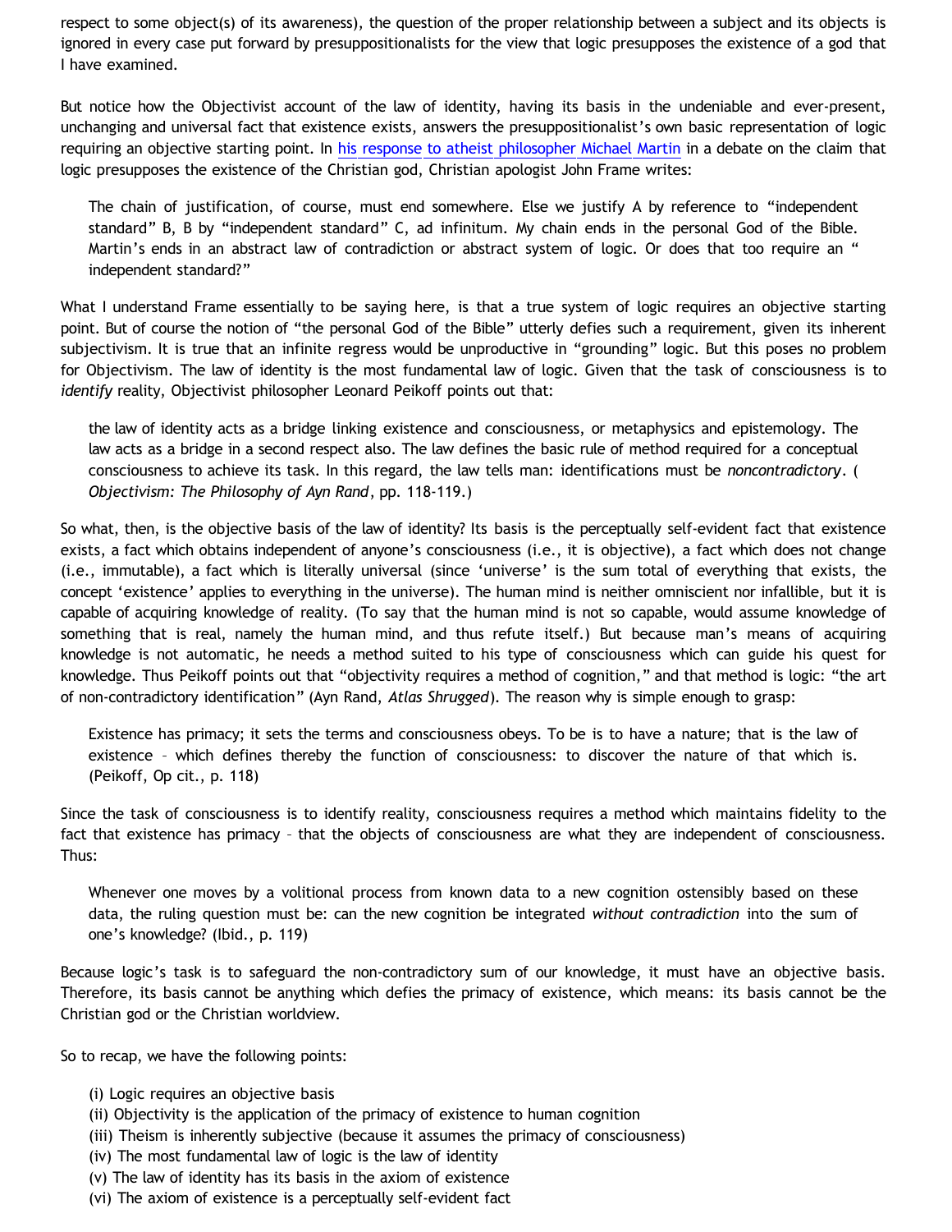respect to some object(s) of its awareness), the question of the proper relationship between a subject and its objects is ignored in every case put forward by presuppositionalists for the view that logic presupposes the existence of a god that I have examined.

But notice how the Objectivist account of the law of identity, having its basis in the undeniable and ever-present, unchanging and universal fact that existence exists, answers the presuppositionalist's own basic representation of logic requiring an objective starting point. In his response to atheist philosopher Michael Martin in a debate on the claim that logic presupposes the existence of the Christian god, Christian apologist John Frame writes:

> The chain of justification, of course, must end somewhere. Else we justify A by reference to "independent standard" B, B by "independent standard" C, ad infinitum. My chain ends in the personal God of the Bible. Martin's ends in an abstract law of contradiction or abstract system of logic. Or does that too require an " independent standard?"

What I understand Frame essentially to be saying here, is that a true system of logic requires an objective starting point. But of course the notion of "the personal God of the Bible" utterly defies such a requirement, given its inherent subjectivism. It is true that an infinite regress would be unproductive in "grounding" logic. But this poses no problem for Objectivism. The law of identity is the most fundamental law of logic. Given that the task of consciousness is to *identify* reality, Objectivist philosopher Leonard Peikoff points out that:

> the law of identity acts as a bridge linking existence and consciousness, or metaphysics and epistemology. The law acts as a bridge in a second respect also. The law defines the basic rule of method required for a conceptual consciousness to achieve its task. In this regard, the law tells man: identifications must be *noncontradictory*. ( *Objectivism: The Philosophy of Ayn Rand*, pp. 118-119.)

So what, then, is the objective basis of the law of identity? Its basis is the perceptually self-evident fact that existence exists, a fact which obtains independent of anyone's consciousness (i.e., it is objective), a fact which does not change (i.e., immutable), a fact which is literally universal (since 'universe' is the sum total of everything that exists, the concept 'existence' applies to everything in the universe). The human mind is neither omniscient nor infallible, but it is capable of acquiring knowledge of reality. (To say that the human mind is not so capable, would assume knowledge of something that is real, namely the human mind, and thus refute itself.) But because man's means of acquiring knowledge is not automatic, he needs a method suited to his type of consciousness which can guide his quest for knowledge. Thus Peikoff points out that "objectivity requires a method of cognition," and that method is logic: "the art of non-contradictory identification" (Ayn Rand, *Atlas Shrugged*). The reason why is simple enough to grasp:

> Existence has primacy; it sets the terms and consciousness obeys. To be is to have a nature; that is the law of existence – which defines thereby the function of consciousness: to discover the nature of that which is. (Peikoff, Op cit., p. 118)

Since the task of consciousness is to identify reality, consciousness requires a method which maintains fidelity to the fact that existence has primacy – that the objects of consciousness are what they are independent of consciousness. Thus:

> Whenever one moves by a volitional process from known data to a new cognition ostensibly based on these data, the ruling question must be: can the new cognition be integrated *without contradiction* into the sum of one's knowledge? (Ibid., p. 119)

Because logic's task is to safeguard the non-contradictory sum of our knowledge, it must have an objective basis. Therefore, its basis cannot be anything which defies the primacy of existence, which means: its basis cannot be the Christian god or the Christian worldview.

So to recap, we have the following points:

- (i) Logic requires an objective basis
- (ii) Objectivity is the application of the primacy of existence to human cognition
- (iii) Theism is inherently subjective (because it assumes the primacy of consciousness)
- (iv) The most fundamental law of logic is the law of identity
- (v) The law of identity has its basis in the axiom of existence
- (vi) The axiom of existence is a perceptually self-evident fact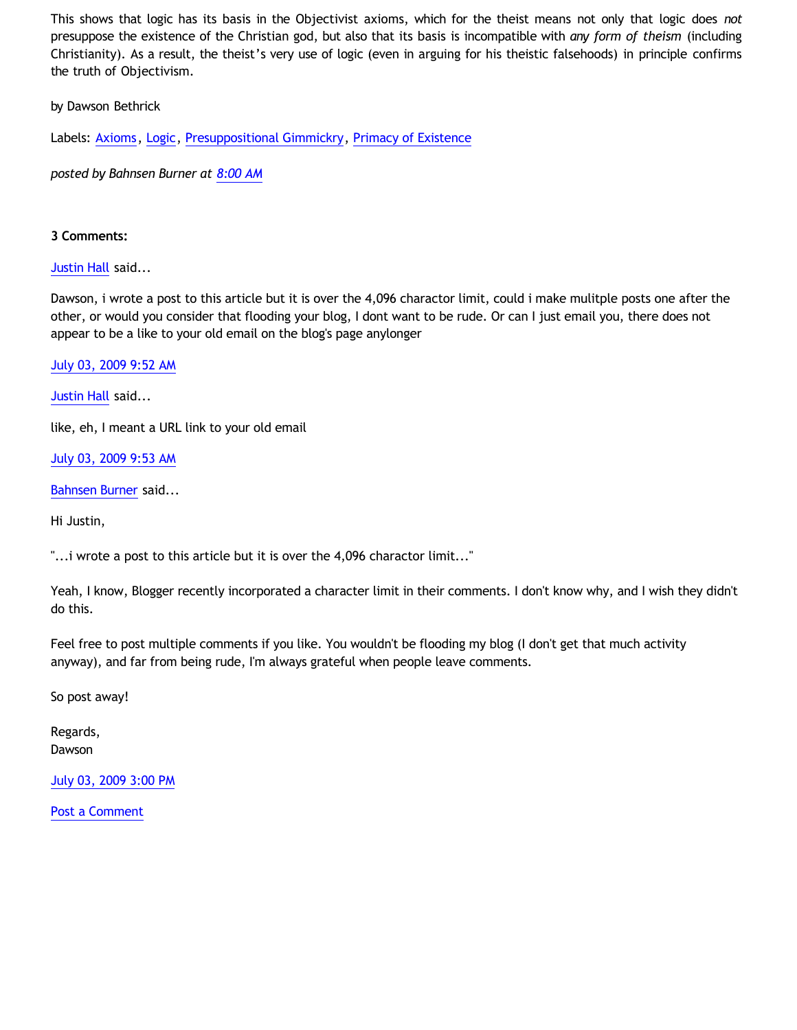This shows that logic has its basis in the Objectivist axioms, which for the theist means not only that logic does *not* presuppose the existence of the Christian god, but also that its basis is incompatible with *any form of theism* (including Christianity). As a result, the theist's very use of logic (even in arguing for his theistic falsehoods) in principle confirms the truth of Objectivism.

by Dawson Bethrick

Labels: Axioms, Logic, Presuppositional Gimmickry, Primacy of Existence

*posted by Bahnsen Burner at 8:00 AM*

**3 Comments:**

Justin Hall said...

Dawson, i wrote a post to this article but it is over the 4,096 charactor limit, could i make mulitple posts one after the other, or would you consider that flooding your blog, I dont want to be rude. Or can I just email you, there does not appear to be a like to your old email on the blog's page anylonger

July 03, 2009 9:52 AM

Justin Hall said...

like, eh, I meant a URL link to your old email

July 03, 2009 9:53 AM

Bahnsen Burner said...

Hi Justin,

"...i wrote a post to this article but it is over the 4,096 charactor limit..."

Yeah, I know, Blogger recently incorporated a character limit in their comments. I don't know why, and I wish they didn't do this.

Feel free to post multiple comments if you like. You wouldn't be flooding my blog (I don't get that much activity anyway), and far from being rude, I'm always grateful when people leave comments.

So post away!

Regards,
Dawson

July 03, 2009 3:00 PM

Post a Comment